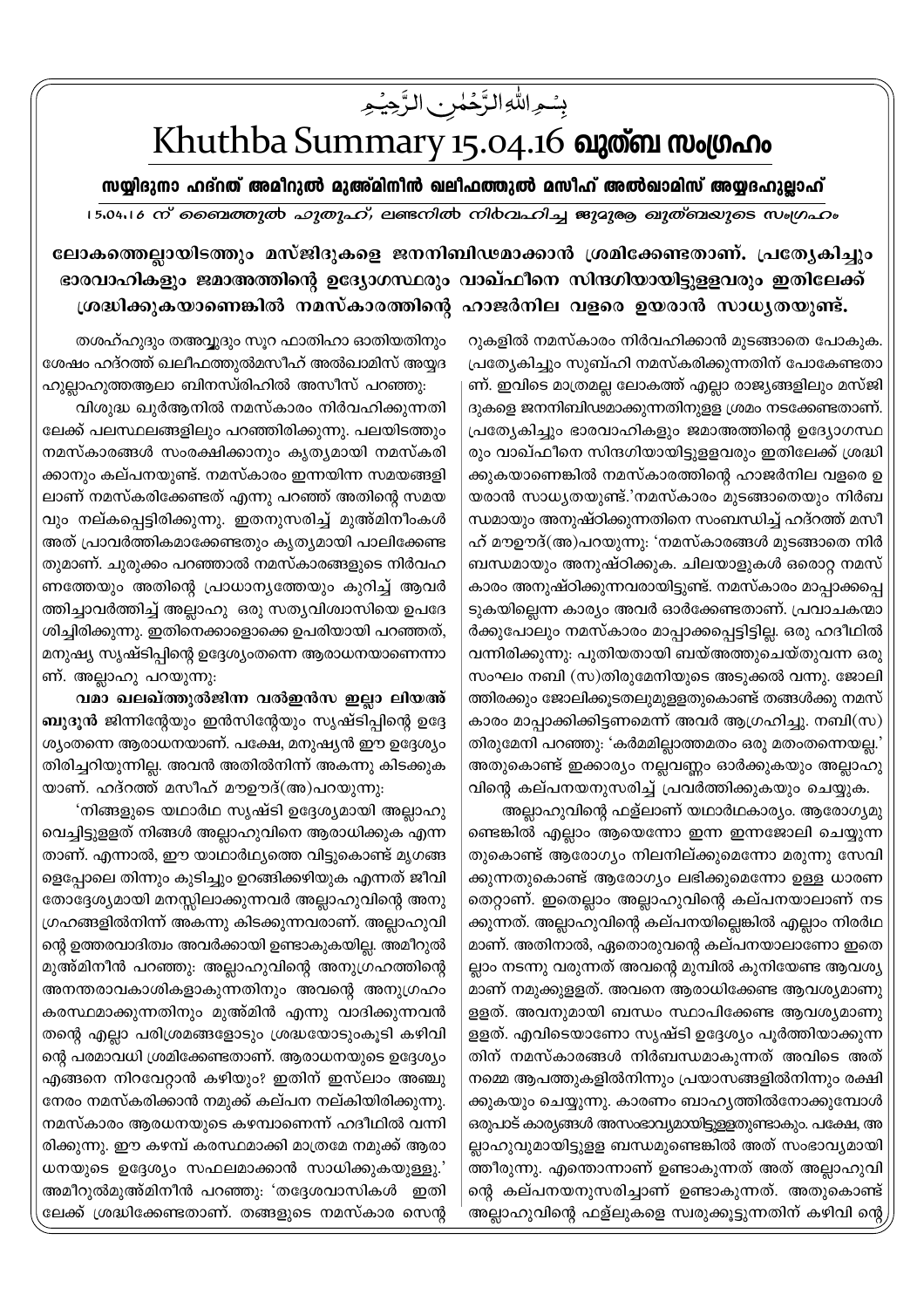بِسۡمِ اللّٰہِ الرَّحۡمٰنِ الرَّحِیۡمِ

# Khuthba Summary 15.04.16 ഖുത്ബ സംഗ്രഹം

## സയ്യിദുനാ ഹദ്റത് അമീറുല്‍ മുഅ്മിനീന്‍ ഖലീഫത്തുല്‍ മസീഹ് അല്‍ഖാമിസ് അയ്യദഹുല്ലാഹ്

*15.04.16 ന് ബൈത്തുല്‍ ഫുതൂഹ്, ലണ്ടനില്‍ നിര്‍വഹിച്ച ജുമുഅ ഖുത്ബയുടെ സംഗ്രഹം*

**ലോകത്തെല്ലായിടത്തും മസ്ജിദുകളെ ജനനിബിഢമാക്കാന്‍ ശ്രമിക്കേണ്ടതാണ്. പ്രത്യേകിച്ചും ഭാരവാഹികളും ജമാഅത്തിന്റെ ഉദ്യോഗസ്ഥരും വാഖ്ഫീനെ സിന്ദഗിയായിട്ടുള്ളവരും ഇതിലേക്ക് ശ്രദ്ധിക്കുകയാണെങ്കില്‍ നമസ്കാരത്തിന്റെ ഹാജര്‍നില വളരെ ഉയരാന്‍ സാധ്യതയുണ്ട്.**

തശഹ്ഹുദും തഅവ്വുദും സൂറ ഫാതിഹാ ഓതിയതിനും ശേഷം ഹദ്റത്ത് ഖലീഫത്തുല്‍മസീഹ് അല്‍ഖാമിസ് അയ്യദ ഹുല്ലാഹുത്തആലാ ബിനസ്രിഹില്‍ അസീസ് പറഞ്ഞു:

വിശുദ്ധ ഖുര്‍ആനില്‍ നമസ്കാരം നിര്‍വഹിക്കുന്നതി ലേക്ക് പലസ്ഥലങ്ങളിലും പറഞ്ഞിരിക്കുന്നു. പലയിടത്തും നമസ്കാരങ്ങള്‍ സംരക്ഷിക്കാനും കൃത്യമായി നമസ്കരി ക്കാനും കല്പനയുണ്ട്. നമസ്കാരം ഇന്നയിന്ന സമയങ്ങളി ലാണ് നമസ്കരിക്കേണ്ടത് എന്നു പറഞ്ഞ് അതിന്റെ സമയ വും നല്കപ്പെട്ടിരിക്കുന്നു. ഇതനുസരിച്ച് മുഅ്മിനീംകള്‍ അത് പ്രാവര്‍ത്തികമാക്കേണ്ടതും കൃത്യമായി പാലിക്കേണ്ട തുമാണ്. ചുരുക്കം പറഞ്ഞാല്‍ നമസ്കാരങ്ങളുടെ നിര്‍വഹ ണത്തേയും അതിന്റെ പ്രാധാന്യത്തേയും കുറിച്ച് ആവര്‍ ത്തിച്ചാവര്‍ത്തിച്ച് അല്ലാഹു ഒരു സത്യവിശ്വാസിയെ ഉപദേ ശിച്ചിരിക്കുന്നു. ഇതിനെക്കാളൊക്കെ ഉപരിയായി പറഞ്ഞത്, മനുഷ്യ സൃഷ്ടിപ്പിന്റെ ഉദ്ദേശ്യംതന്നെ ആരാധനയാണെന്നാ ണ്. അല്ലാഹു പറയുന്നു:

**വമാ ഖലഖ്ത്തുല്‍ജിന്ന വല്‍ഇന്‍സ ഇല്ലാ ലിയഅ് ബുദൂന്‍** ജിന്നിന്റേയും ഇന്‍സിന്റേയും സൃഷ്ടിപ്പിന്റെ ഉദ്ദേ ശ്യംതന്നെ ആരാധനയാണ്. പക്ഷേ, മനുഷ്യന്‍ ഈ ഉദ്ദേശ്യം തിരിച്ചറിയുന്നില്ല. അവന്‍ അതില്‍നിന്ന് അകന്നു കിടക്കുക യാണ്. ഹദ്റത്ത് മസീഹ് മൗഊദ്(അ)പറയുന്നു:

'നിങ്ങളുടെ യഥാര്‍ഥ സൃഷ്ടി ഉദ്ദേശ്യമായി അല്ലാഹു വെച്ചിട്ടുള്ളത് നിങ്ങള്‍ അല്ലാഹുവിനെ ആരാധിക്കുക എന്ന താണ്. എന്നാല്‍, ഈ യാഥാര്‍ഥ്യത്തെ വിട്ടുകൊണ്ട് മൃഗങ്ങ ളെപ്പോലെ തിന്നും കുടിച്ചും ഉറങ്ങിക്കഴിയുക എന്നത് ജീവി തോദ്ദേശ്യമായി മനസ്സിലാക്കുന്നവര്‍ അല്ലാഹുവിന്റെ അനു ഗ്രഹങ്ങളില്‍നിന്ന് അകന്നു കിടക്കുന്നവരാണ്. അല്ലാഹുവി ന്റെ ഉത്തരവാദിത്വം അവര്‍ക്കായി ഉണ്ടാകുകയില്ല. അമീറുല്‍ മുഅ്മിനീന്‍ പറഞ്ഞു: അല്ലാഹുവിന്റെ അനുഗ്രഹത്തിന്റെ അനന്തരാവകാശികളാകുന്നതിനും അവന്റെ അനുഗ്രഹം കരസ്ഥമാക്കുന്നതിനും മുഅ്മിന്‍ എന്നു വാദിക്കുന്നവന്‍ തന്റെ എല്ലാ പരിശ്രമങ്ങളോടും ശ്രദ്ധയോടുംകൂടി കഴിവി ന്റെ പരമാവധി ശ്രമിക്കേണ്ടതാണ്. ആരാധനയുടെ ഉദ്ദേശ്യം എങ്ങനെ നിറവേറ്റാന്‍ കഴിയും? ഇതിന് ഇസ്‌ലാം അഞ്ചു നേരം നമസ്കരിക്കാന്‍ നമുക്ക് കല്പന നല്കിയിരിക്കുന്നു. നമസ്കാരം ആരധനയുടെ കഴമ്പാണെന്ന് ഹദീഥില്‍ വന്നി രിക്കുന്നു. ഈ കഴമ്പ് കരസ്ഥമാക്കി മാത്രമേ നമുക്ക് ആരാ ധനയുടെ ഉദ്ദേശ്യം സഫലമാക്കാന്‍ സാധിക്കുകയുള്ളു.' അമീറുല്‍മുഅ്മിനീന്‍ പറഞ്ഞു: 'തദ്ദേശവാസികള്‍ ഇതി ലേക്ക് ശ്രദ്ധിക്കേണ്ടതാണ്. തങ്ങളുടെ നമസ്ലാം സെന്റ റുകളില്‍ നമസ്കാരം നിര്‍വഹിക്കാന്‍ മുടങ്ങാതെ പോകുക. പ്രത്യേകിച്ചും സുബ്ഹി നമസ്കരിക്കുന്നതിന് പോകേണ്ടതാ ണ്. ഇവിടെ മാത്രമല്ല ലോകത്ത് എല്ലാ രാജ്യങ്ങളിലും മസ്ജി ദുകളെ ജനനിബിഢമാക്കുന്നതിനുള്ള ശ്രമം നടക്കേണ്ടതാണ്. പ്രത്യേകിച്ചും ഭാരവാഹികളും ജമാഅത്തിന്റെ ഉദ്യോഗസ്ഥ രും വാഖ്ഫീനെ സിന്ദഗിയായിട്ടുള്ളവരും ഇതിലേക്ക് ശ്രദ്ധി ക്കുകയാണെങ്കില്‍ നമസ്കാരത്തിന്റെ ഹാജര്‍നില വളരെ ഉ യരാന്‍ സാധ്യതയുണ്ട്.'നമസ്കാരം മുടങ്ങാതെയും നിര്‍ബ ന്ധമായും അനുഷ്ഠിക്കുന്നതിനെ സംബന്ധിച്ച് ഹദ്റത്ത് മസീ ഹ് മൗഊദ്(അ)പറയുന്നു: 'നമസ്കാരങ്ങള്‍ മുടങ്ങാതെ നിര്‍ ബന്ധമായും അനുഷ്ഠിക്കുക. ചിലയാളുകള്‍ ഒരൊറ്റ നമസ് കാരം അനുഷ്ഠിക്കുന്നവരായിട്ടുണ്ട്. നമസ്കാരം മാപ്പാക്കപ്പെ ടുകയില്ലെന്ന കാര്യം അവര്‍ ഓര്‍ക്കേണ്ടതാണ്. പ്രവാചകന്മാ ര്‍ക്കുപോലും നമസ്കാരം മാപ്പാക്കപ്പെട്ടിട്ടില്ല. ഒരു ഹദീഥില്‍ വന്നിരിക്കുന്നു: പുതിയതായി ബയ്അത്തുചെയ്തുവന്ന ഒരു സംഘം നബി (സ)തിരുമേനിയുടെ അടുക്കല്‍ വന്നു. ജോലി ത്തിരക്കും ജോലിക്കൂടതലുമുള്ളതുകൊണ്ട് തങ്ങള്‍ക്കു നമസ് കാരം മാപ്പാക്കിക്കിട്ടണമെന്ന് അവര്‍ ആഗ്രഹിച്ചു. നബി(സ) തിരുമേനി പറഞ്ഞു: 'കര്‍മ്മമില്ലാത്തമതം ഒരു മതംതന്നെയല്ല.' അതുകൊണ്ട് ഇക്കാര്യം നല്ലവണ്ണം ഓര്‍ക്കുകയും അല്ലാഹു വിന്റെ കല്പനയനുസരിച്ച് പ്രവര്‍ത്തിക്കുകയും ചെയ്യുക.

അല്ലാഹുവിന്റെ ഫള്‌ലാണ് യഥാര്‍ഥകാര്യം. ആരോഗ്യമു ണ്ടെങ്കില്‍ എല്ലാം ആയെന്നോ ഇന്ന ഇന്നജോലി ചെയ്യുന്ന തുകൊണ്ട് ആരോഗ്യം നിലനില്ക്കുമെന്നോ മരുന്നു സേവി ക്കുന്നതുകൊണ്ട് ആരോഗ്യം ലഭിക്കുമെന്നോ ഉള്ള ധാരണ തെറ്റാണ്. ഇതെല്ലാം അല്ലാഹുവിന്റെ കല്പനയാലാണ് നട ക്കുന്നത്. അല്ലാഹുവിന്റെ കല്പനയില്ലെങ്കില്‍ എല്ലാം നിരര്‍ഥ മാണ്. അതിനാല്‍, ഏതൊരുവന്റെ കല്പനയാലാണോ ഇതെ ല്ലാം നടന്നു വരുന്നത് അവന്റെ മുമ്പില്‍ കുനിയേണ്ട ആവശ്യ മാണ് നമുക്കുള്ളത്. അവനെ ആരാധിക്കേണ്ട ആവശ്യമാണു ള്ളത്. അവനുമായി ബന്ധം സ്ഥാപിക്കേണ്ട ആവശ്യമാണു ള്ളത്. എവിടെയാണോ സൃഷ്ടി ഉദ്ദേശ്യം പൂര്‍ത്തിയാക്കുന്ന തിന് നമസ്കാരങ്ങള്‍ നിര്‍ബന്ധമാകുന്നത് അവിടെ അത് നമ്മെ ആപത്തുകളില്‍നിന്നും പ്രയാസങ്ങളില്‍നിന്നും രക്ഷി ക്കുകയും ചെയ്യുന്നു. കാരണം ബാഹ്യത്തില്‍നോക്കുമ്പോള്‍ ഒരുപാട് കാര്യങ്ങള്‍ അസംഭാവ്യമായിട്ടുള്ളതുണ്ടാകും. പക്ഷേ, അ ല്ലാഹുവുമായിട്ടുള്ള ബന്ധമുണ്ടെങ്കില്‍ അത് സംഭാവ്യമായി ത്തീരുന്നു. എന്തൊന്നാണ് ഉണ്ടാകുന്നത് അത് അല്ലാഹുവി ന്റെ കല്പനയനുസരിച്ചാണ് ഉണ്ടാകുന്നത്. അതുകൊണ്ട് അല്ലാഹുവിന്റെ ഫള്‌ലുകളെ സ്വരുക്കൂട്ടുന്നതിന് കഴിവി ന്റെ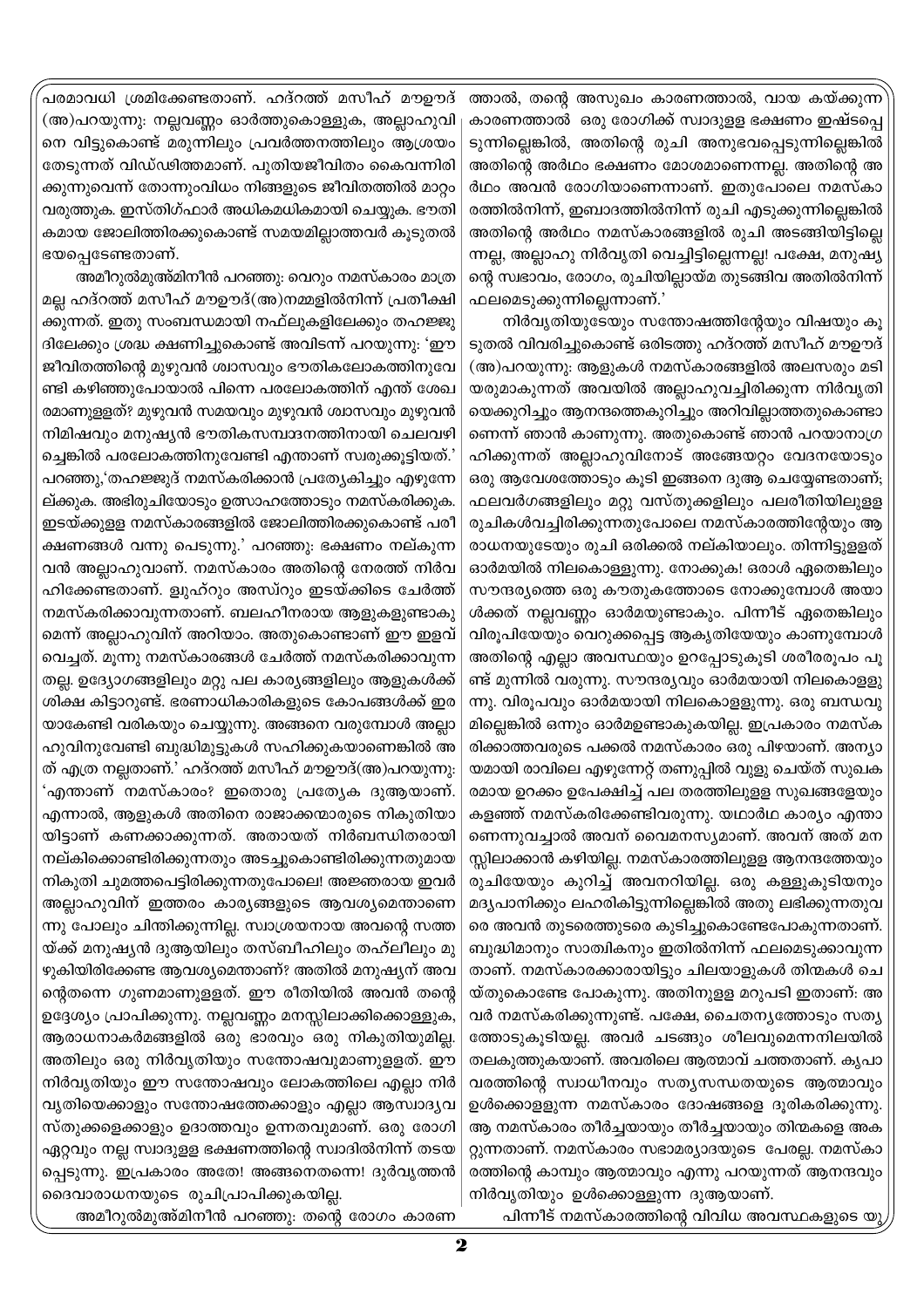പരമാവധി ശ്രമിക്കേണ്ടതാണ്. ഹദ്റത്ത് മസീഹ് മൗഊദ് (അ)പറയുന്നു: നല്ലവണ്ണം ഓർത്തുകൊള്ളുക, അല്ലാഹുവിനെ വിട്ടുകൊണ്ട് മരുന്നിലും പ്രവർത്തനത്തിലും ആശ്രയം തേടുന്നത് വിഡ്ഢിത്തമാണ്. പുതിയജീവിതം കൈവന്നിരിക്കുന്നുവെന്ന് തോന്നുംവിധം നിങ്ങളുടെ ജീവിതത്തിൽ മാറ്റം വരുത്തുക. ഇസ്തിഗ്ഫാർ അധികമധികമായി ചെയ്യുക. ഭൗതികമായ ജോലിത്തിരക്കുകൊണ്ട് സമയമില്ലാത്തവർ കൂടുതൽ ഭയപ്പെടേണ്ടതാണ്.

അമീറുൽമുഅ്മിനീൻ പറഞ്ഞു: വെറും നമസ്കാരം മാത്രമല്ല ഹദ്റത്ത് മസീഹ് മൗഊദ്(അ)നമ്മളിൽനിന്ന് പ്രതീക്ഷിക്കുന്നത്. ഇതു സംബന്ധമായി നഫ്ലുകളിലേക്കും തഹജ്ജുദിലേക്കും ശ്രദ്ധ ക്ഷണിച്ചുകൊണ്ട് അവിടന്ന് പറയുന്നു: 'ഈ ജീവിതത്തിന്റെ മുഴുവൻ ശ്വാസവും ഭൗതികലോകത്തിനുവേണ്ടി കഴിഞ്ഞുപോയാൽ പിന്നെ പരലോകത്തിന് എന്ത് ശേഷമാണുള്ളത്? മുഴുവൻ സമയവും മുഴുവൻ ശ്വാസവും മുഴുവൻ നിമിഷവും മനുഷ്യൻ ഭൗതികസമ്പാദനത്തിനായി ചെലവഴിച്ചെങ്കിൽ പരലോകത്തിനുവേണ്ടി എന്താണ് സ്വരുക്കൂട്ടിയത്.' പറഞ്ഞു,'തഹജ്ജുദ് നമസ്കരിക്കാൻ പ്രത്യേകിച്ചും എഴുന്നേല്ക്കുക. അഭിരുചിയോടും ഉത്സാഹത്തോടും നമസ്കരിക്കുക. ഇടയ്ക്കുള്ള നമസ്കാരങ്ങളിൽ ജോലിത്തിരക്കുകൊണ്ട് പരീക്ഷണങ്ങൾ വന്നു പെടുന്നു.' പറഞ്ഞു: ഭക്ഷണം നല്കുന്നവൻ അല്ലാഹുവാണ്. നമസ്കാരം അതിന്റെ നേരത്ത് നിർവഹിക്കേണ്ടതാണ്. ളുഹ്റും അസ്റും ഇടയ്ക്കിടെ ചേർത്ത് നമസ്കരിക്കാവുന്നതാണ്. ബലഹീനരായ ആളുകളുണ്ടാകുമെന്ന് അല്ലാഹുവിന് അറിയാം. അതുകൊണ്ടാണ് ഈ ഇളവ് വെച്ചത്. മൂന്നു നമസ്കാരങ്ങൾ ചേർത്ത് നമസ്കരിക്കാവുന്നതല്ല. ഉദ്യോഗങ്ങളിലും മറ്റു പല കാര്യങ്ങളിലും ആളുകൾക്ക് ശിക്ഷ കിട്ടാറുണ്ട്. ഭരണാധികാരികളുടെ കോപങ്ങൾക്ക് ഇരയാകേണ്ടി വരികയും ചെയ്യുന്നു. അങ്ങനെ വരുമ്പോൾ അല്ലാഹുവിനുവേണ്ടി ബുദ്ധിമുട്ടുകൾ സഹിക്കുകയാണെങ്കിൽ അത് എത്ര നല്ലതാണ്.' ഹദ്റത്ത് മസീഹ് മൗഊദ്(അ)പറയുന്നു: 'എന്താണ് നമസ്കാരം? ഇതൊരു പ്രത്യേക ദുആയാണ്. എന്നാൽ, ആളുകൾ അതിനെ രാജാക്കന്മാരുടെ നികുതിയായിട്ടാണ് കണക്കാക്കുന്നത്. അതായത് നിർബന്ധിതരായി നല്കിക്കൊണ്ടിരിക്കുന്നതും അടച്ചുകൊണ്ടിരിക്കുന്നതുമായ നികുതി ചുമത്തപ്പെട്ടിരിക്കുന്നതുപോലെ! അജ്ഞരായ ഇവർ അല്ലാഹുവിന് ഇത്തരം കാര്യങ്ങളുടെ ആവശ്യമെന്താണെന്നു പോലും ചിന്തിക്കുന്നില്ല. സ്വാശ്രയനായ അവന്റെ സത്തയ്ക്ക് മനുഷ്യൻ ദുആയിലും തസ്ബീഹിലും തഹ്ലീലും മുഴുകിയിരിക്കേണ്ട ആവശ്യമെന്താണ്? അതിൽ മനുഷ്യന് അവന്റെതന്നെ ഗുണമാണുള്ളത്. ഈ രീതിയിൽ അവൻ തന്റെ ഉദ്ദേശ്യം പ്രാപിക്കുന്നു. നല്ലവണ്ണം മനസ്സിലാക്കിക്കൊള്ളുക, ആരാധനാകർമങ്ങളിൽ ഒരു ഭാരവും ഒരു നികുതിയുമില്ല. അതിലും ഒരു നിർവൃതിയും സന്തോഷവുമാണുള്ളത്. ഈ നിർവൃതിയും ഈ സന്തോഷവും ലോകത്തിലെ എല്ലാ നിർവൃതിയെക്കാളും സന്തോഷത്തേക്കാളും എല്ലാ ആസ്വാദ്യവസ്തുക്കളെക്കാളും ഉദാത്തവും ഉന്നതവുമാണ്. ഒരു രോഗി ഏറ്റവും നല്ല സ്വാദുള്ള ഭക്ഷണത്തിന്റെ സ്വാദിൽനിന്ന് തടയപ്പെടുന്നു. ഇപ്രകാരം അതേ! അങ്ങനെതന്നെ! ദുർവൃത്തൻ ദൈവാരാധനയുടെ രുചിപ്രാപിക്കുകയില്ല.

അമീറുൽമുഅ്മിനീൻ പറഞ്ഞു: തന്റെ രോഗം കാരണത്താൽ, തന്റെ അസുഖം കാരണത്താൽ, വായ കയ്ക്കുന്ന കാരണത്താൽ ഒരു രോഗിക്ക് സ്വാദുള്ള ഭക്ഷണം ഇഷ്ടപ്പെടുന്നില്ലെങ്കിൽ, അതിന്റെ രുചി അനുഭവപ്പെടുന്നില്ലെങ്കിൽ അതിന്റെ അർഥം ഭക്ഷണം മോശമാണെന്നല്ല. അതിന്റെ അർഥം അവൻ രോഗിയാണെന്നാണ്. ഇതുപോലെ നമസ്കാരത്തിൽനിന്ന്, ഇബാദത്തിൽനിന്ന് രുചി എടുക്കുന്നില്ലെങ്കിൽ അതിന്റെ അർഥം നമസ്കാരങ്ങളിൽ രുചി അടങ്ങിയിട്ടില്ലെന്നല്ല, അല്ലാഹു നിർവൃതി വെച്ചിട്ടില്ലെന്നല്ല! പക്ഷേ, മനുഷ്യന്റെ സ്വഭാവം, രോഗം, രുചിയില്ലായ്മ തുടങ്ങിവ അതിൽനിന്ന് ഫലമെടുക്കുന്നില്ലെന്നാണ്.'

നിർവൃതിയുടേയും സന്തോഷത്തിന്റേയും വിഷയവും കൂടുതൽ വിവരിച്ചുകൊണ്ട് ഒരിടത്തു ഹദ്റത്ത് മസീഹ് മൗഊദ് (അ)പറയുന്നു: ആളുകൾ നമസ്കാരങ്ങളിൽ അലസരും മടിയരുമാകുന്നത് അവയിൽ അല്ലാഹുവച്ചിരിക്കുന്ന നിർവൃതിയെക്കുറിച്ചും ആനന്ദത്തെകുറിച്ചും അറിവില്ലാത്തതുകൊണ്ടാണെന്ന് ഞാൻ കാണുന്നു. അതുകൊണ്ട് ഞാൻ പറയാനാഗ്രഹിക്കുന്നത് അല്ലാഹുവിനോട് അങ്ങേയറ്റം വേദനയോടും ഒരു ആവേശത്തോടും കൂടി ഇങ്ങനെ ദുആ ചെയ്യേണ്ടതാണ്; ഫലവർഗങ്ങളിലും മറ്റു വസ്തുക്കളിലും പലരീതിയിലുള്ള രുചികൾവച്ചിരിക്കുന്നതുപോലെ നമസ്കാരത്തിന്റേയും ആരാധനയുടേയും രുചി ഒരിക്കൽ നല്കിയാലും. തിന്നിട്ടുള്ളത് ഓർമയിൽ നിലകൊള്ളുന്നു. നോക്കുക! ഒരാൾ ഏതെങ്കിലും സൗന്ദര്യത്തെ ഒരു കൗതുകത്തോടെ നോക്കുമ്പോൾ അയാൾക്കത് നല്ലവണ്ണം ഓർമയുണ്ടാകും. പിന്നീട് ഏതെങ്കിലും വിരൂപിയേയും വെറുക്കപ്പെട്ട ആകൃതിയേയും കാണുമ്പോൾ അതിന്റെ എല്ലാ അവസ്ഥയും ഉറപ്പോടുകൂടി ശരീരരൂപം പൂണ്ട് മുന്നിൽ വരുന്നു. സൗന്ദര്യവും ഓർമയായി നിലകൊള്ളുന്നു. വിരൂപവും ഓർമയായി നിലകൊള്ളുന്നു. ഒരു ബന്ധവുമില്ലെങ്കിൽ ഒന്നും ഓർമഉണ്ടാകുകയില്ല. ഇപ്രകാരം നമസ്കരിക്കാത്തവരുടെ പക്കൽ നമസ്കാരം ഒരു പിഴയാണ്. അന്യായമായി രാവിലെ എഴുന്നേറ്റ് തണുപ്പിൽ വുളൂ ചെയ്ത് സുഖകരമായ ഉറക്കം ഉപേക്ഷിച്ച് പല തരത്തിലുള്ള സുഖങ്ങളേയും കളഞ്ഞ് നമസ്കരിക്കേണ്ടിവരുന്നു. യഥാർഥ കാര്യം എന്താണെന്നുവച്ചാൽ അവന് വൈമനസ്യമാണ്. അവന് അത് മനസ്സിലാക്കാൻ കഴിയില്ല. നമസ്കാരത്തിലുള്ള ആനന്ദത്തേയും രുചിയേയും കുറിച്ച് അവനറിയില്ല. ഒരു കള്ളുകുടിയനും മദ്യപാനിക്കും ലഹരികിട്ടുന്നില്ലെങ്കിൽ അതു ലഭിക്കുന്നതുവരെ അവൻ തുടരെത്തുടരെ കുടിച്ചുകൊണ്ടേപോകുന്നതാണ്. ബുദ്ധിമാനും സാത്വികനും ഇതിൽനിന്ന് ഫലമെടുക്കാവുന്നതാണ്. നമസ്കാരക്കാരായിട്ടും ചിലയാളുകൾ തിന്മകൾ ചെയ്തുകൊണ്ടേ പോകുന്നു. അതിനുള്ള മറുപടി ഇതാണ്: അവർ നമസ്കരിക്കുന്നുണ്ട്. പക്ഷേ, ചൈതന്യത്തോടും സത്യത്തോടുകൂടിയല്ല. അവർ ചടങ്ങും ശീലവുമെന്നനിലയിൽ തലകുത്തുകയാണ്. അവരിലെ ആത്മാവ് ചത്തതാണ്. കൃപാവരത്തിന്റെ സ്വാധീനവും സത്യസന്ധതയുടെ ആത്മാവും ഉൾക്കൊള്ളുന്ന നമസ്കാരം ദോഷങ്ങളെ ദൂരീകരിക്കുന്നു. ആ നമസ്കാരം തീർച്ചയായും തീർച്ചയായും തിന്മകളെ അകറ്റുന്നതാണ്. നമസ്കാരം സഭാമര്യാദയുടെ പേരല്ല. നമസ്കാരത്തിന്റെ കാമ്പും ആത്മാവും എന്നു പറയുന്നത് ആനന്ദവും നിർവൃതിയും ഉൾക്കൊള്ളുന്ന ദുആയാണ്.

പിന്നീട് നമസ്കാരത്തിന്റെ വിവിധ അവസ്ഥകളുടെ യു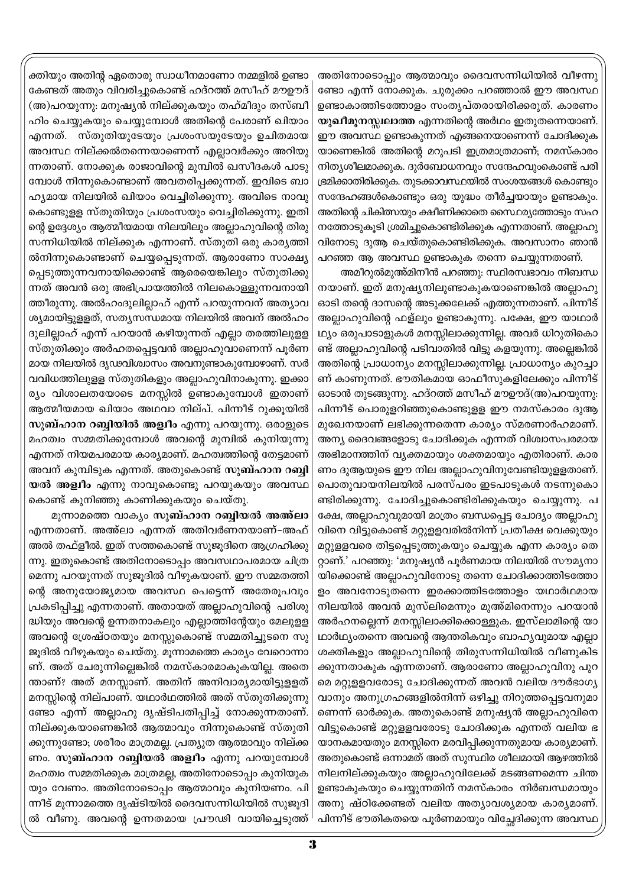ക്തിയും അതിന്റ ഏതൊരു സ്വാധീനമാണോ നമ്മളിൽ ഉണ്ടാകേണ്ടത് അതും വിവരിച്ചുകൊണ്ട് ഹദ്റത്ത് മസീഹ് മൗഊദ് (അ)പറയുന്നു: മനുഷ്യൻ നില്ക്കുകയും തഹ്മീദും തസ്ബീഹും ചെയ്യുകയും ചെയ്യുമ്പോൾ അതിന്റെ പേരാണ് ഖിയാം എന്നത്. സ്തുതിയുടേയും പ്രശംസയുടേയും ഉചിതമായ അവസ്ഥ നില്ക്കൽതന്നെയാണെന്ന് എല്ലാവർക്കും അറിയുന്നതാണ്. നോക്കുക രാജാവിന്റെ മുമ്പിൽ ഖസീദകൾ പാടുമ്പോൾ നിന്നുകൊണ്ടാണ് അവതരിപ്പക്കുന്നത്. ഇവിടെ ബാഹ്യമായ നിലയിൽ ഖിയാം വെച്ചിരിക്കുന്നു. അവിടെ നാവുകൊണ്ടുള്ള സ്തുതിയും പ്രശംസയും വെച്ചിരിക്കുന്നു. ഇതിന്റെ ഉദ്ദേശ്യം ആത്മീയമായ നിലയിലും അല്ലാഹുവിന്റെ തിരുസന്നിധിയിൽ നില്ക്കുക എന്നാണ്. സ്തുതി ഒരു കാര്യത്തിൽനിന്നുകൊണ്ടാണ് ചെയ്യപ്പെടുന്നത്. ആരാണോ സാക്ഷ്യപ്പെടുത്തുന്നവനായിക്കൊണ്ട് ആരെയെങ്കിലും സ്തുതിക്കുന്നത് അവൻ ഒരു അഭിപ്രായത്തിൽ നിലകൊള്ളുന്നവനായി ത്തീരുന്നു. അൽഹംദുലില്ലാഹ് എന്ന് പറയുന്നവന് അത്യാവശ്യമായിട്ടുള്ളത്, സത്യസന്ധമായ നിലയിൽ അവന് അൽഹംദുലില്ലാഹ് എന്ന് പറയാൻ കഴിയുന്നത് എല്ലാ തരത്തിലുള്ള സ്തുതിക്കും അർഹതപ്പെട്ടവൻ അല്ലാഹുവാണെന്ന് പൂർണമായ നിലയിൽ ദൃഢവിശ്വാസം അവനുണ്ടാകുമ്പോഴാണ്. സർവവിധത്തിലുള്ള സ്തുതികളും അല്ലാഹുവിനാകുന്നു. ഇക്കാര്യം വിശാലതയോടെ മനസ്സിൽ ഉണ്ടാകുമ്പോൾ ഇതാണ് ആത്മീയമായ ഖിയാം അഥവാ നില്പ്. പിന്നീട് റുക്കൂയിൽ **സുബ്ഹാന റബ്ബിയിൽ അളീം** എന്നു പറയുന്നു. ഒരാളുടെ മഹത്വം സമ്മതിക്കുമ്പോൾ അവന്റെ മുമ്പിൽ കുനിയുന്നു എന്നത് നിയമപരമായ കാര്യമാണ്. മഹത്വത്തിന്റെ തേട്ടമാണ് അവന് കുമ്പിടുക എന്നത്. അതുകൊണ്ട് **സുബ്ഹാന റബ്ബിയൽ അളീം** എന്നു നാവുകൊണ്ടു പറയുകയും അവസ്ഥകൊണ്ട് കുനിഞ്ഞു കാണിക്കുകയും ചെയ്തു.

മൂന്നാമത്തെ വാക്യം **സുബ്ഹാന റബ്ബിയൽ അഅ്ലാ** എന്നതാണ്. അഅ്ലാ എന്നത് അതിവർണനയാണ്-അഫ്അൽ തഫ്ളീൽ. ഇത് സത്തകൊണ്ട് സുജൂദിനെ ആഗ്രഹിക്കുന്നു. ഇതുകൊണ്ട് അതിനോടൊപ്പം അവസ്ഥാപരമായ ചിത്രമെന്നു പറയുന്നത് സുജൂദിൽ വീഴുകയാണ്. ഈ സമ്മതത്തിന്റെ അനുയോജ്യമായ അവസ്ഥ പെട്ടെന്ന് അതേരൂപവും പ്രകടിപ്പിച്ചു എന്നതാണ്. അതായത് അല്ലാഹുവിന്റെ പരിശുദ്ധിയും അവന്റെ ഉന്നതനാകലും എല്ലാത്തിന്റേയും മേലുള്ള അവന്റെ ശ്രേഷ്ഠതയും മനസ്സുകൊണ്ട് സമ്മതിച്ചുടനെ സുജൂദിൽ വീഴുകയും ചെയ്തു. മൂന്നാമത്തെ കാര്യം വേറൊന്നാണ്. അത് ചേരുന്നില്ലെങ്കിൽ നമസ്കാരമാകുകയില്ല. അതെന്താണ്? അത് മനസ്സാണ്. അതിന് അനിവാര്യമായിട്ടുള്ളത് മനസ്സിന്റെ നില്പാണ്. യഥാർഥത്തിൽ അത് സ്തുതിക്കുന്നുണ്ടോ എന്ന് അല്ലാഹു ദൃഷ്ടിപതിപ്പിച്ച് നോക്കുന്നതാണ്. നില്ക്കുകയാണെങ്കിൽ ആത്മാവും നിന്നുകൊണ്ട് സ്തുതിക്കുന്നുണ്ടോ; ശരീരം മാത്രമല്ല. പ്രത്യുത ആത്മാവും നില്ക്കണം. **സുബ്ഹാന റബ്ബിയൽ അളീം** എന്നു പറയുമ്പോൾ മഹത്വം സമ്മതിക്കുക മാത്രമല്ല, അതിനോടൊപ്പം കുനിയുകയും വേണം. അതിനോടൊപ്പം ആത്മാവും കുനിയണം. പിന്നീട് മൂന്നാമത്തെ ദൃഷ്ടിയിൽ ദൈവസന്നിധിയിൽ സുജൂദിൽ വീണു. അവന്റെ ഉന്നതമായ പ്രൗഢി വായിച്ചെടുത്ത് അതിനോടൊപ്പം ആത്മാവും ദൈവസന്നിധിയിൽ വീഴന്നുണ്ടോ എന്ന് നോക്കുക. ചുരുക്കം പറഞ്ഞാൽ ഈ അവസ്ഥ ഉണ്ടാകാത്തിടത്തോളം സംതൃപ്തരായിരിക്കരുത്. കാരണം **യുഖീമൂനസ്സലാത്ത** എന്നതിന്റെ അർഥം ഇതുതന്നെയാണ്. ഈ അവസ്ഥ ഉണ്ടാകുന്നത് എങ്ങനെയാണെന്ന് ചോദിക്കുകയാണെങ്കിൽ അതിന്റെ മറുപടി ഇത്രമാത്രമാണ്; നമസ്കാരം നിത്യശീലമാക്കുക. ദുർബോധനവും സന്ദേഹവുംകൊണ്ട് പരിഭ്രമിക്കാതിരിക്കുക. തുടക്കാവസ്ഥയിൽ സംശയങ്ങൾ കൊണ്ടും സന്ദേഹങ്ങൾകൊണ്ടും ഒരു യുദ്ധം തീർച്ചയായും ഉണ്ടാകും. അതിന്റെ ചികിത്സയും ക്ഷീണിക്കാതെ ധൈര്യത്തോടും സഹനത്തോടുംകൂടി ശ്രമിച്ചുകൊണ്ടിരിക്കുക എന്നതാണ്. അല്ലാഹുവിനോടു ദുആ ചെയ്തുകൊണ്ടിരിക്കുക. അവസാനം ഞാൻ പറഞ്ഞ ആ അവസ്ഥ ഉണ്ടാകുക തന്നെ ചെയ്യുന്നതാണ്.

അമീറുൽമുഅ്മിനീൻ പറഞ്ഞു: സ്ഥിരസ്വഭാവം നിബന്ധനയാണ്. ഇത് മനുഷ്യനിലുണ്ടാകുകയാണെങ്കിൽ അല്ലാഹു ഓടി തന്റെ ദാസന്റെ അടുക്കലേക്ക് എത്തുന്നതാണ്. പിന്നീട് അല്ലാഹുവിന്റെ ഫള്ലും ഉണ്ടാകുന്നു. പക്ഷേ, ഈ യാഥാർഥ്യം ഒരുപാടാളുകൾ മനസ്സിലാക്കുന്നില്ല. അവർ ധിറുതികൊണ്ട് അല്ലാഹുവിന്റെ പടിവാതിൽ വിട്ടു കളയുന്നു. അല്ലെങ്കിൽ അതിന്റെ പ്രാധാന്യം മനസ്സിലാക്കുന്നില്ല. പ്രാധാന്യം കുറച്ചാണ് കാണുന്നത്. ഭൗതികമായ ഓഫീസുകളിലേക്കും പിന്നീട് ഓടാൻ തുടങ്ങുന്നു. ഹദ്റത്ത് മസീഹ് മൗഊദ്(അ)പറയുന്നു: പിന്നീട് പൊരുളറിഞ്ഞുകൊണ്ടുള്ള ഈ നമസ്കാരം ദുആ മുഖേനയാണ് ലഭിക്കുന്നതെന്ന കാര്യം സ്മരണാർഹമാണ്. അന്യ ദൈവങ്ങളോടു ചോദിക്കുക എന്നത് വിശ്വാസപരമായ അഭിമാനത്തിന് വ്യക്തമായും ശക്തമായും എതിരാണ്. കാരണം ദുആയുടെ ഈ നില അല്ലാഹുവിനുവേണ്ടിയുള്ളതാണ്. പൊതുവായനിലയിൽ പരസ്പരം ഇടപാടുകൾ നടന്നുകൊണ്ടിരിക്കുന്നു. ചോദിച്ചുകൊണ്ടിരിക്കുകയും ചെയ്യുന്നു. പക്ഷേ, അല്ലാഹുവുമായി മാത്രം ബന്ധപ്പെട്ട ചോദ്യം അല്ലാഹുവിനെ വിട്ടുകൊണ്ട് മറ്റുള്ളവരിൽനിന്ന് പ്രതീക്ഷ വെക്കുയും മറ്റുള്ളവരെ തിട്ടപ്പെടുത്തുകയും ചെയ്യുക എന്ന കാര്യം തെറ്റാണ്.' പറഞ്ഞു: 'മനുഷ്യൻ പൂർണമായ നിലയിൽ സൗമ്യനായിക്കൊണ്ട് അല്ലാഹുവിനോടു തന്നെ ചോദിക്കാത്തിടത്തോളം അവനോടുതന്നെ ഇരക്കാത്തിടത്തോളം യഥാർഥമായ നിലയിൽ അവൻ മുസ്ലിമെന്നും മുഅ്മിനെന്നും പറയാൻ അർഹനല്ലെന്ന് മനസ്സിലാക്കിക്കൊള്ളുക. ഇസ്ലാമിന്റെ യാഥാർഥ്യംതന്നെ അവന്റെ ആന്തരികവും ബാഹ്യവുമായ എല്ലാ ശക്തികളും അല്ലാഹുവിന്റെ തിരുസന്നിധിയിൽ വീണുകിടക്കുന്നതാകുക എന്നതാണ്. ആരാണോ അല്ലാഹുവിനു പുറമെ മറ്റുള്ളവരോടു ചോദിക്കുന്നത് അവൻ വലിയ ദൗർഭാഗ്യവാനും അനുഗ്രഹങ്ങളിൽനിന്ന് ഒഴിച്ചു നിറുത്തപ്പെട്ടവനുമാണെന്ന് ഓർക്കുക. അതുകൊണ്ട് മനുഷ്യൻ അല്ലാഹുവിനെ വിട്ടുകൊണ്ട് മറ്റുള്ളവരോടു ചോദിക്കുക എന്നത് വലിയ ഭയാനകമായതും മനസ്സിനെ മരവിപ്പിക്കുന്നതുമായ കാര്യമാണ്. അതുകൊണ്ട് ഒന്നാമത് അത് സുസ്ഥിര ശീലമായി ആഴത്തിൽ നിലനില്ക്കുകയും അല്ലാഹുവിലേക്ക് മടങ്ങണമെന്ന ചിന്ത ഉണ്ടാകുകയും ചെയ്യുന്നതിന് നമസ്കാരം നിർബന്ധമായും അനു ഷ്ഠിക്കേണ്ടത് വലിയ അത്യാവശ്യമായ കാര്യമാണ്. പിന്നീട് ഭൗതികതയെ പൂർണമായും വിച്ഛേദിക്കുന്ന അവസ്ഥ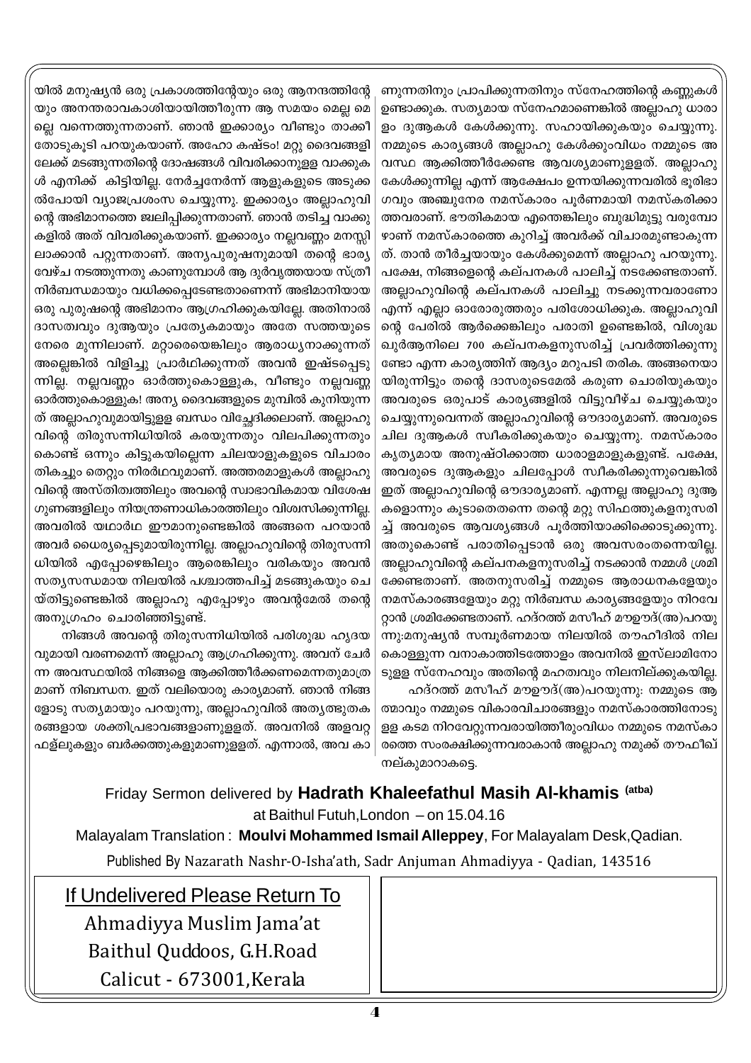യിൽ മനുഷ്യൻ ഒരു പ്രകാശത്തിന്റേയും ഒരു ആനന്ദത്തിന്റേയും അനന്തരാവകാശിയായിത്തീരുന്ന ആ സമയം മെല്ല മെല്ലെ വന്നെത്തുന്നതാണ്. ഞാൻ ഇക്കാര്യം വീണ്ടും താക്കീതോടുകൂടി പറയുകയാണ്. അഹോ കഷ്ടം! മറ്റു ദൈവങ്ങളിലേക്ക് മടങ്ങുന്നതിന്റെ ദോഷങ്ങൾ വിവരിക്കാനുള്ള വാക്കുകൾ എനിക്ക് കിട്ടിയില്ല. നേർച്ചനേർന്ന് ആളുകളുടെ അടുക്കൽപോയി വ്യാജപ്രശംസ ചെയ്യുന്നു. ഇക്കാര്യം അല്ലാഹുവിന്റെ അഭിമാനത്തെ ജ്വലിപ്പിക്കുന്നതാണ്. ഞാൻ തടിച്ച വാക്കുകളിൽ അത് വിവരിക്കുകയാണ്. ഇക്കാര്യം നല്ലവണ്ണം മനസ്സിലാക്കാൻ പറ്റുന്നതാണ്. അന്യപുരുഷനുമായി തന്റെ ഭാര്യ വേഴ്ച നടത്തുന്നതു കാണുമ്പോൾ ആ ദുർവൃത്തയായ സ്ത്രീ നിർബന്ധമായും വധിക്കപ്പെടേണ്ടതാണെന്ന് അഭിമാനിയായ ഒരു പുരുഷന്റെ അഭിമാനം ആഗ്രഹിക്കുകയില്ലേ. അതിനാൽ ദാസത്വവും ദുആയും പ്രത്യേകമായും അതേ സത്തയുടെ നേരെ മുന്നിലാണ്. മറ്റാരെയെങ്കിലും ആരാധ്യനാക്കുന്നത് അല്ലെങ്കിൽ വിളിച്ചു പ്രാർഥിക്കുന്നത് അവൻ ഇഷ്ടപ്പെടുന്നില്ല. നല്ലവണ്ണം ഓർത്തുകൊള്ളുക, വീണ്ടും നല്ലവണ്ണം ഓർത്തുകൊള്ളുക! അന്യ ദൈവങ്ങളുടെ മുമ്പിൽ കുനിയുന്നത് അല്ലാഹുവുമായിട്ടുള്ള ബന്ധം വിച്ഛേദിക്കലാണ്. അല്ലാഹുവിന്റെ തിരുസന്നിധിയിൽ കരയുന്നതും വിലപിക്കുന്നതും കൊണ്ട് ഒന്നും കിട്ടുകയില്ലെന്ന ചിലയാളുകളുടെ വിചാരം തികച്ചും തെറ്റും നിരർഥവുമാണ്. അത്തരമാളുകൾ അല്ലാഹുവിന്റെ അസ്തിത്വത്തിലും അവന്റെ സ്വാഭാവികമായ വിശേഷ ഗുണങ്ങളിലും നിയന്ത്രണാധികാരത്തിലും വിശ്വസിക്കുന്നില്ല. അവരിൽ യഥാർഥ ഈമാനുണ്ടെങ്കിൽ അങ്ങനെ പറയാൻ അവർ ധൈര്യപ്പെടുമായിരുന്നില്ല. അല്ലാഹുവിന്റെ തിരുസന്നിധിയിൽ എപ്പോഴെങ്കിലും ആരെങ്കിലും വരികയും അവൻ സത്യസന്ധമായ നിലയിൽ പശ്ചാത്തപിച്ച് മടങ്ങുകയും ചെയ്തിട്ടുണ്ടെങ്കിൽ അല്ലാഹു എപ്പോഴും അവന്റമേൽ തന്റെ അനുഗ്രഹം ചൊരിഞ്ഞിട്ടുണ്ട്.

നിങ്ങൾ അവന്റെ തിരുസന്നിധിയിൽ പരിശുദ്ധ ഹൃദയവുമായി വരണമെന്ന് അല്ലാഹു ആഗ്രഹിക്കുന്നു. അവന് ചേർന്ന അവസ്ഥയിൽ നിങ്ങളെ ആക്കിത്തീർക്കണമെന്നതുമാത്രമാണ് നിബന്ധന. ഇത് വലിയൊരു കാര്യമാണ്. ഞാൻ നിങ്ങളോടു സത്യമായും പറയുന്നു, അല്ലാഹുവിൽ അത്യത്ഭുതകരങ്ങളായ ശക്തിപ്രഭാവങ്ങളാണുള്ളത്. അവനിൽ അളവറ്റ ഫള്‌ലുകളും ബർക്കത്തുകളുമാണുള്ളത്. എന്നാൽ, അവ കാണുന്നതിനും പ്രാപിക്കുന്നതിനും സ്നേഹത്തിന്റെ കണ്ണുകൾ ഉണ്ടാക്കുക. സത്യമായ സ്നേഹമാണെങ്കിൽ അല്ലാഹു ധാരാളം ദുആകൾ കേൾക്കുന്നു. സഹായിക്കുകയും ചെയ്യുന്നു. നമ്മുടെ കാര്യങ്ങൾ അല്ലാഹു കേൾക്കുംവിധം നമ്മുടെ അവസ്ഥ ആക്കിത്തീർക്കേണ്ട ആവശ്യമാണുള്ളത്. അല്ലാഹു കേൾക്കുന്നില്ല എന്ന് ആക്ഷേപം ഉന്നയിക്കുന്നവരിൽ ഭൂരിഭാഗവും അഞ്ചുനേര നമസ്കാരം പൂർണമായി നമസ്കരിക്കാത്തവരാണ്. ഭൗതികമായ എന്തെങ്കിലും ബുദ്ധിമുട്ടു വരുമ്പോഴാണ് നമസ്കാരത്തെ കുറിച്ച് അവർക്ക് വിചാരമുണ്ടാകുന്നത്. താൻ തീർച്ചയായും കേൾക്കുമെന്ന് അല്ലാഹു പറയുന്നു. പക്ഷേ, നിങ്ങളെന്റെ കല്പനകൾ പാലിച്ച് നടക്കേണ്ടതാണ്. അല്ലാഹുവിന്റെ കല്പനകൾ പാലിച്ചു നടക്കുന്നവരാണോ എന്ന് എല്ലാ ഓരോരുത്തരും പരിശോധിക്കുക. അല്ലാഹുവിന്റെ പേരിൽ ആർക്കെങ്കിലും പരാതി ഉണ്ടെങ്കിൽ, വിശുദ്ധ ഖുർആനിലെ 700 കല്പനകളനുസരിച്ച് പ്രവർത്തിക്കുന്നുണ്ടോ എന്ന കാര്യത്തിന് ആദ്യം മറുപടി തരിക. അങ്ങനെയായിരുന്നിട്ടും തന്റെ ദാസരുടെമേൽ കരുണ ചൊരിയുകയും അവരുടെ ഒരുപാട് കാര്യങ്ങളിൽ വിട്ടുവീഴ്ച ചെയ്യുകയും ചെയ്യുന്നുവെന്നത് അല്ലാഹുവിന്റെ ഔദാര്യമാണ്. അവരുടെ ചില ദുആകൾ സ്വീകരിക്കുകയും ചെയ്യുന്നു. നമസ്കാരം കൃത്യമായ അനുഷ്ഠിക്കാത്ത ധാരാളമാളുകളുണ്ട്. പക്ഷേ, അവരുടെ ദുആകളും ചിലപ്പോൾ സ്വീകരിക്കുന്നുവെങ്കിൽ ഇത് അല്ലാഹുവിന്റെ ഔദാര്യമാണ്. എന്നല്ല അല്ലാഹു ദുആകളൊന്നും കൂടാതെതന്നെ തന്റെ മറ്റു സിഫത്തുകളനുസരിച്ച് അവരുടെ ആവശ്യങ്ങൾ പൂർത്തിയാക്കിക്കൊടുക്കുന്നു. അതുകൊണ്ട് പരാതിപ്പെടാൻ ഒരു അവസരംതന്നെയില്ല. അല്ലാഹുവിന്റെ കല്പനകളനുസരിച്ച് നടക്കാൻ നമ്മൾ ശ്രമിക്കേണ്ടതാണ്. അതനുസരിച്ച് നമ്മുടെ ആരാധനകളേയും നമസ്കാരങ്ങളേയും മറ്റു നിർബന്ധ കാര്യങ്ങളേയും നിറവേറ്റാൻ ശ്രമിക്കേണ്ടതാണ്. ഹദ്റത്ത് മസീഹ് മൗഊദ്(അ)പറയുന്നു:മനുഷ്യൻ സമ്പൂർണമായ നിലയിൽ തൗഹീദിൽ നിലകൊള്ളുന്ന വനാകാത്തിടത്തോളം അവനിൽ ഇസ്‌ലാമിനോടുള്ള സ്നേഹവും അതിന്റെ മഹത്വവും നിലനില്ക്കുകയില്ല.

ഹദ്റത്ത് മസീഹ് മൗഊദ്(അ)പറയുന്നു: നമ്മുടെ ആത്മാവും നമ്മുടെ വികാരവിചാരങ്ങളും നമസ്കാരത്തിനോടുള്ള കടമ നിറവേറ്റുന്നവരായിത്തീരുംവിധം നമ്മുടെ നമസ്കാരത്തെ സംരക്ഷിക്കുന്നവരാകാൻ അല്ലാഹു നമുക്ക് തൗഫീഖ് നല്കുമാറാകട്ടെ.

Friday Sermon delivered by **Hadrath Khaleefathul Masih Al-khamis (atba)**
at Baithul Futuh,London – on 15.04.16

Malayalam Translation : **Moulvi Mohammed Ismail Alleppey**, For Malayalam Desk,Qadian.

Published By Nazarath Nashr-O-Isha'ath, Sadr Anjuman Ahmadiyya - Qadian, 143516

If Undelivered Please Return To
Ahmadiyya Muslim Jama'at
Baithul Quddoos, G.H.Road
Calicut - 673001,Kerala